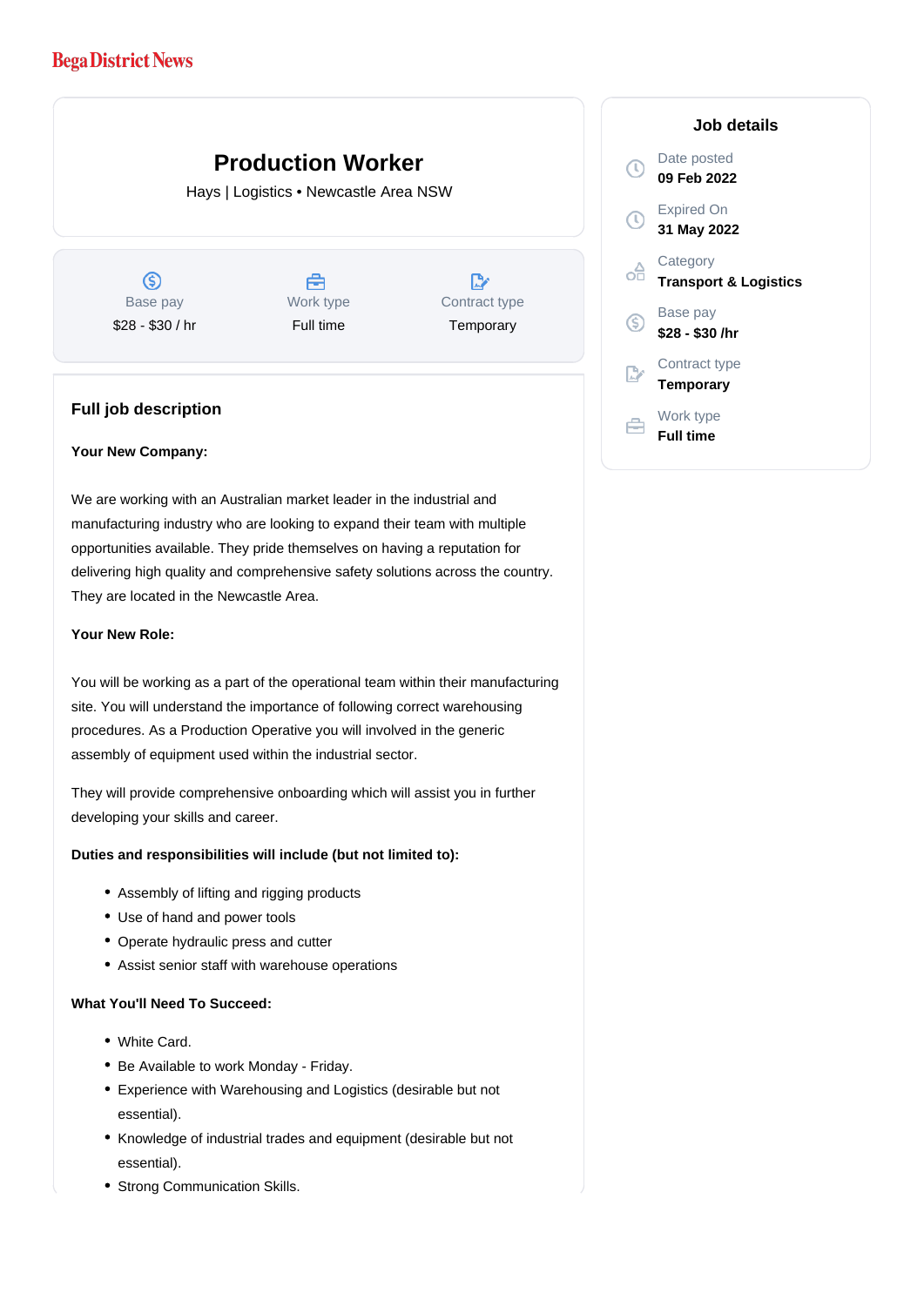Bega District News

# Production Worker

Hays | Logistics • Newcastle Area NSW

| Base pay | Work type | Contract type |
| --- | --- | --- |
| $28 - $30 / hr | Full time | Temporary |

## Job details

Date posted
**09 Feb 2022**

Expired On
**31 May 2022**

Category
**Transport & Logistics**

Base pay
**$28 - $30 /hr**

Contract type
**Temporary**

Work type
**Full time**

## Full job description

**Your New Company:**

We are working with an Australian market leader in the industrial and manufacturing industry who are looking to expand their team with multiple opportunities available. They pride themselves on having a reputation for delivering high quality and comprehensive safety solutions across the country. They are located in the Newcastle Area.

**Your New Role:**

You will be working as a part of the operational team within their manufacturing site. You will understand the importance of following correct warehousing procedures. As a Production Operative you will involved in the generic assembly of equipment used within the industrial sector.

They will provide comprehensive onboarding which will assist you in further developing your skills and career.

**Duties and responsibilities will include (but not limited to):**

- Assembly of lifting and rigging products
- Use of hand and power tools
- Operate hydraulic press and cutter
- Assist senior staff with warehouse operations

**What You'll Need To Succeed:**

- White Card.
- Be Available to work Monday - Friday.
- Experience with Warehousing and Logistics (desirable but not essential).
- Knowledge of industrial trades and equipment (desirable but not essential).
- Strong Communication Skills.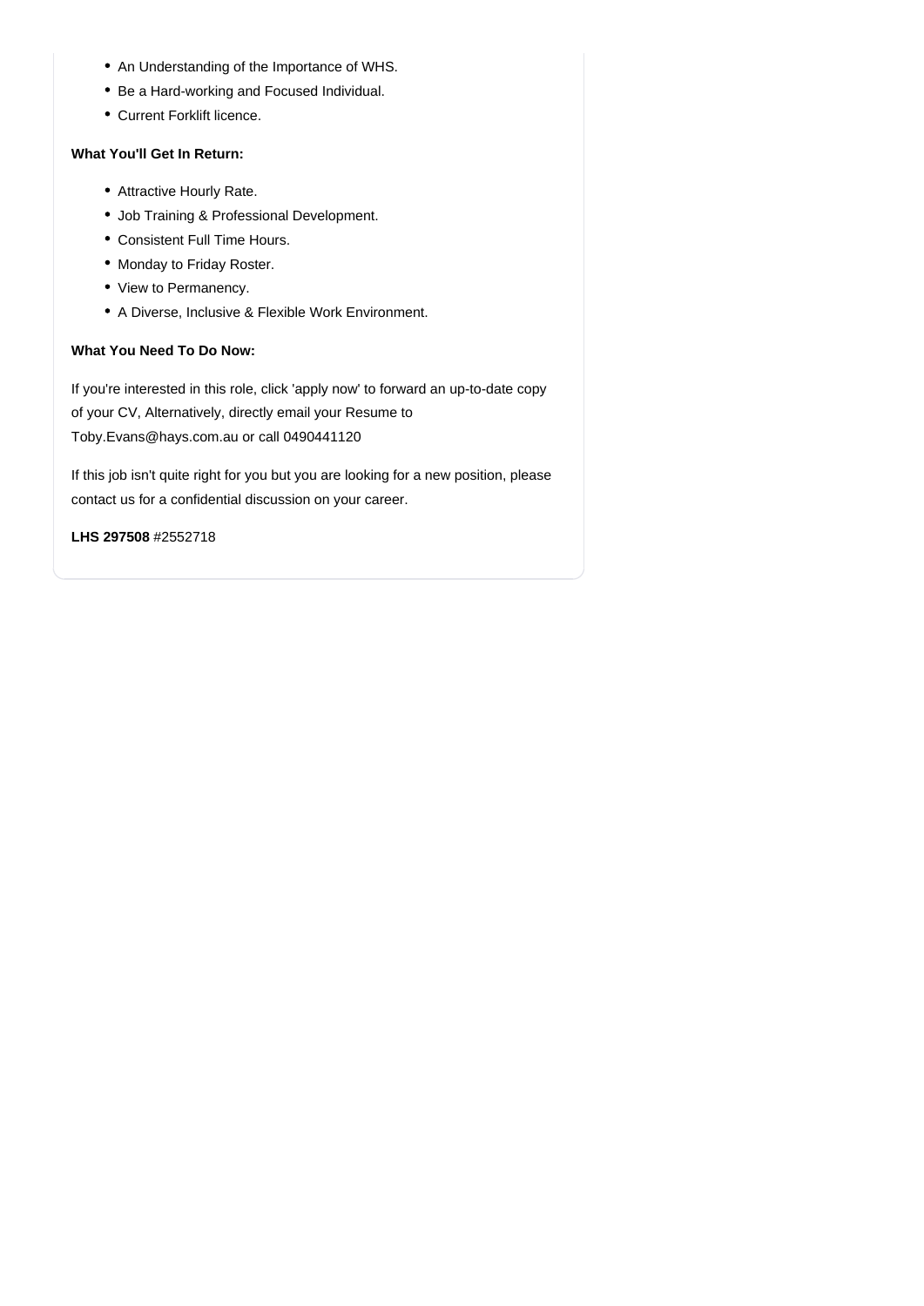- An Understanding of the Importance of WHS.
- Be a Hard-working and Focused Individual.
- Current Forklift licence.

**What You'll Get In Return:**

- Attractive Hourly Rate.
- Job Training & Professional Development.
- Consistent Full Time Hours.
- Monday to Friday Roster.
- View to Permanency.
- A Diverse, Inclusive & Flexible Work Environment.

**What You Need To Do Now:**

If you're interested in this role, click 'apply now' to forward an up-to-date copy of your CV, Alternatively, directly email your Resume to Toby.Evans@hays.com.au or call 0490441120

If this job isn't quite right for you but you are looking for a new position, please contact us for a confidential discussion on your career.

**LHS 297508** #2552718